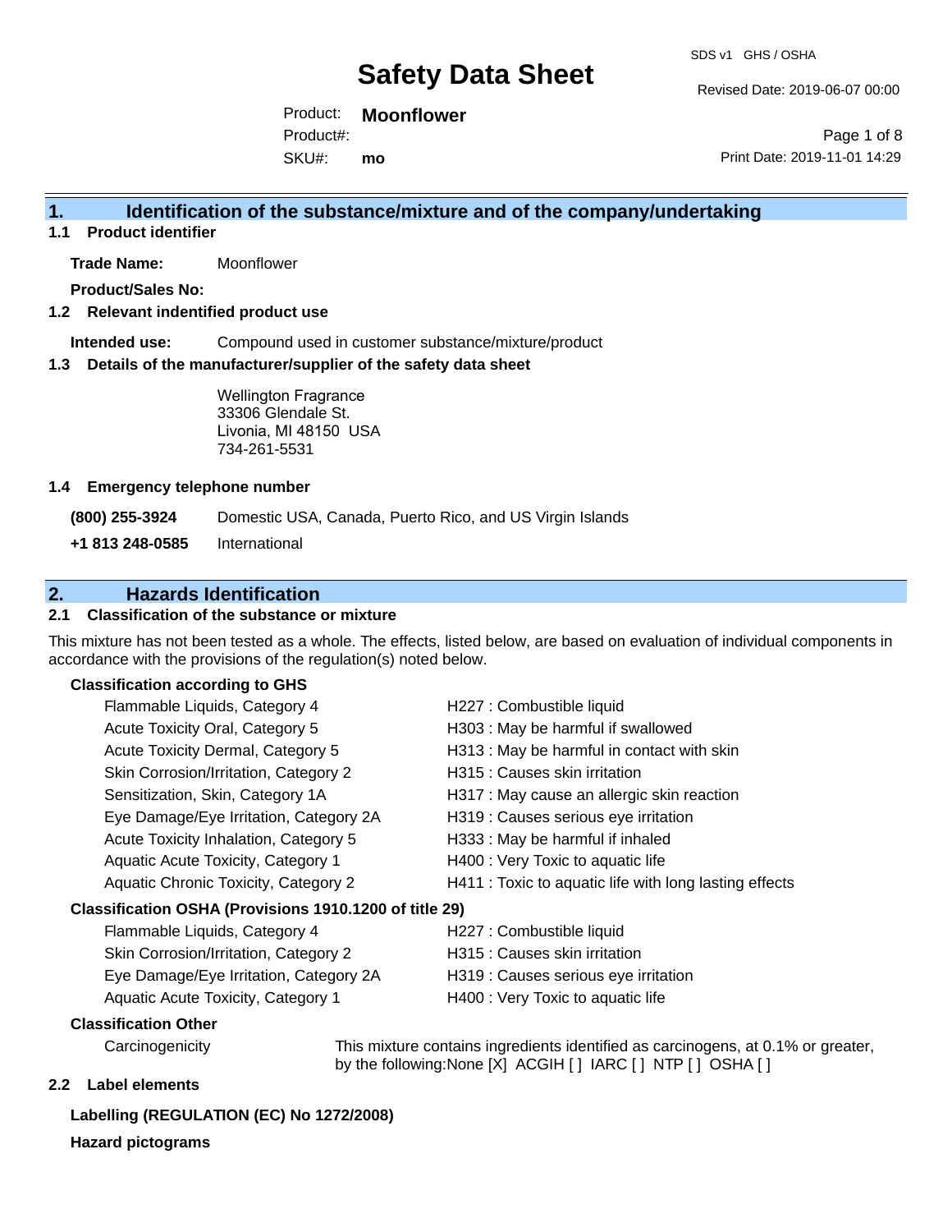# Safety Data Sheet

SDS v1 GHS / OSHA

Revised Date: 2019-06-07 00:00

Product: **Moonflower**

Product#:

SKU#: **mo**

Print Date: 2019-11-01 14:29

## 1. Identification of the substance/mixture and of the company/undertaking

### 1.1 Product identifier

**Trade Name:** Moonflower

**Product/Sales No:**

### 1.2 Relevant identified product use

**Intended use:** Compound used in customer substance/mixture/product

### 1.3 Details of the manufacturer/supplier of the safety data sheet

Wellington Fragrance
33306 Glendale St.
Livonia, MI 48150 USA
734-261-5531

### 1.4 Emergency telephone number

**(800) 255-3924** Domestic USA, Canada, Puerto Rico, and US Virgin Islands

**+1 813 248-0585** International

## 2. Hazards Identification

### 2.1 Classification of the substance or mixture

This mixture has not been tested as a whole. The effects, listed below, are based on evaluation of individual components in accordance with the provisions of the regulation(s) noted below.

**Classification according to GHS**

| | |
|---|---|
| Flammable Liquids, Category 4 | H227 : Combustible liquid |
| Acute Toxicity Oral, Category 5 | H303 : May be harmful if swallowed |
| Acute Toxicity Dermal, Category 5 | H313 : May be harmful in contact with skin |
| Skin Corrosion/Irritation, Category 2 | H315 : Causes skin irritation |
| Sensitization, Skin, Category 1A | H317 : May cause an allergic skin reaction |
| Eye Damage/Eye Irritation, Category 2A | H319 : Causes serious eye irritation |
| Acute Toxicity Inhalation, Category 5 | H333 : May be harmful if inhaled |
| Aquatic Acute Toxicity, Category 1 | H400 : Very Toxic to aquatic life |
| Aquatic Chronic Toxicity, Category 2 | H411 : Toxic to aquatic life with long lasting effects |

**Classification OSHA (Provisions 1910.1200 of title 29)**

| | |
|---|---|
| Flammable Liquids, Category 4 | H227 : Combustible liquid |
| Skin Corrosion/Irritation, Category 2 | H315 : Causes skin irritation |
| Eye Damage/Eye Irritation, Category 2A | H319 : Causes serious eye irritation |
| Aquatic Acute Toxicity, Category 1 | H400 : Very Toxic to aquatic life |

**Classification Other**

Carcinogenicity: This mixture contains ingredients identified as carcinogens, at 0.1% or greater, by the following:None [X] ACGIH [ ] IARC [ ] NTP [ ] OSHA [ ]

### 2.2 Label elements

**Labelling (REGULATION (EC) No 1272/2008)**

**Hazard pictograms**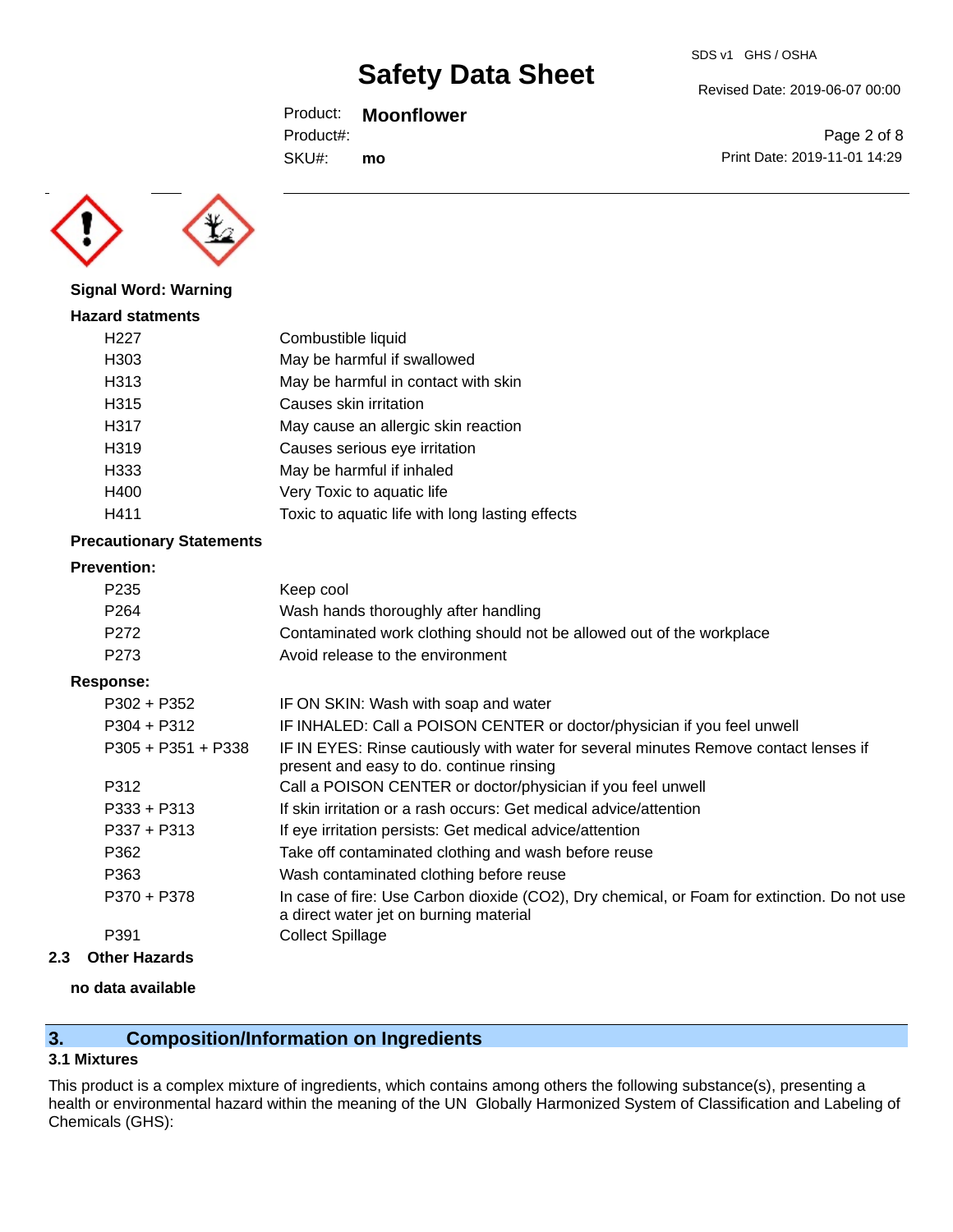**Signal Word: Warning**

**Hazard statments**

| | |
|---|---|
| H227 | Combustible liquid |
| H303 | May be harmful if swallowed |
| H313 | May be harmful in contact with skin |
| H315 | Causes skin irritation |
| H317 | May cause an allergic skin reaction |
| H319 | Causes serious eye irritation |
| H333 | May be harmful if inhaled |
| H400 | Very Toxic to aquatic life |
| H411 | Toxic to aquatic life with long lasting effects |

**Precautionary Statements**

**Prevention:**

| | |
|---|---|
| P235 | Keep cool |
| P264 | Wash hands thoroughly after handling |
| P272 | Contaminated work clothing should not be allowed out of the workplace |
| P273 | Avoid release to the environment |

**Response:**

| | |
|---|---|
| P302 + P352 | IF ON SKIN: Wash with soap and water |
| P304 + P312 | IF INHALED: Call a POISON CENTER or doctor/physician if you feel unwell |
| P305 + P351 + P338 | IF IN EYES: Rinse cautiously with water for several minutes Remove contact lenses if present and easy to do. continue rinsing |
| P312 | Call a POISON CENTER or doctor/physician if you feel unwell |
| P333 + P313 | If skin irritation or a rash occurs: Get medical advice/attention |
| P337 + P313 | If eye irritation persists: Get medical advice/attention |
| P362 | Take off contaminated clothing and wash before reuse |
| P363 | Wash contaminated clothing before reuse |
| P370 + P378 | In case of fire: Use Carbon dioxide ($CO_2$), Dry chemical, or Foam for extinction. Do not use a direct water jet on burning material |
| P391 | Collect Spillage |

### 2.3 Other Hazards

**no data available**

## 3. Composition/Information on Ingredients

### 3.1 Mixtures

This product is a complex mixture of ingredients, which contains among others the following substance(s), presenting a health or environmental hazard within the meaning of the UN Globally Harmonized System of Classification and Labeling of Chemicals (GHS):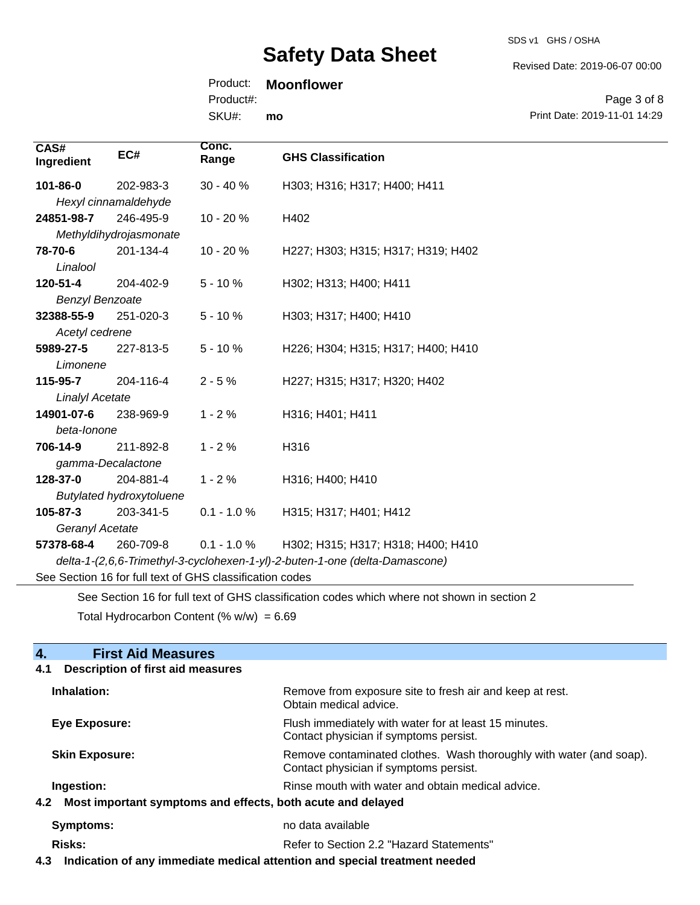| CAS# Ingredient | EC# | Conc. Range | GHS Classification |
|---|---|---|---|
| **101-86-0** *Hexyl cinnamaldehyde* | 202-983-3 | 30 - 40 % | H303; H316; H317; H400; H411 |
| **24851-98-7** *Methyldihydrojasmonate* | 246-495-9 | 10 - 20 % | H402 |
| **78-70-6** *Linalool* | 201-134-4 | 10 - 20 % | H227; H303; H315; H317; H319; H402 |
| **120-51-4** *Benzyl Benzoate* | 204-402-9 | 5 - 10 % | H302; H313; H400; H411 |
| **32388-55-9** *Acetyl cedrene* | 251-020-3 | 5 - 10 % | H303; H317; H400; H410 |
| **5989-27-5** *Limonene* | 227-813-5 | 5 - 10 % | H226; H304; H315; H317; H400; H410 |
| **115-95-7** *Linalyl Acetate* | 204-116-4 | 2 - 5 % | H227; H315; H317; H320; H402 |
| **14901-07-6** *beta-Ionone* | 238-969-9 | 1 - 2 % | H316; H401; H411 |
| **706-14-9** *gamma-Decalactone* | 211-892-8 | 1 - 2 % | H316 |
| **128-37-0** *Butylated hydroxytoluene* | 204-881-4 | 1 - 2 % | H316; H400; H410 |
| **105-87-3** *Geranyl Acetate* | 203-341-5 | 0.1 - 1.0 % | H315; H317; H401; H412 |
| **57378-68-4** *delta-1-(2,6,6-Trimethyl-3-cyclohexen-1-yl)-2-buten-1-one (delta-Damascone)* | 260-709-8 | 0.1 - 1.0 % | H302; H315; H317; H318; H400; H410 |

See Section 16 for full text of GHS classification codes

See Section 16 for full text of GHS classification codes which where not shown in section 2

Total Hydrocarbon Content (% w/w) = 6.69

## 4. First Aid Measures

### 4.1 Description of first aid measures

**Inhalation:** Remove from exposure site to fresh air and keep at rest. Obtain medical advice.

**Eye Exposure:** Flush immediately with water for at least 15 minutes. Contact physician if symptoms persist.

**Skin Exposure:** Remove contaminated clothes. Wash thoroughly with water (and soap). Contact physician if symptoms persist.

**Ingestion:** Rinse mouth with water and obtain medical advice.

### 4.2 Most important symptoms and effects, both acute and delayed

**Symptoms:** no data available

**Risks:** Refer to Section 2.2 "Hazard Statements"

### 4.3 Indication of any immediate medical attention and special treatment needed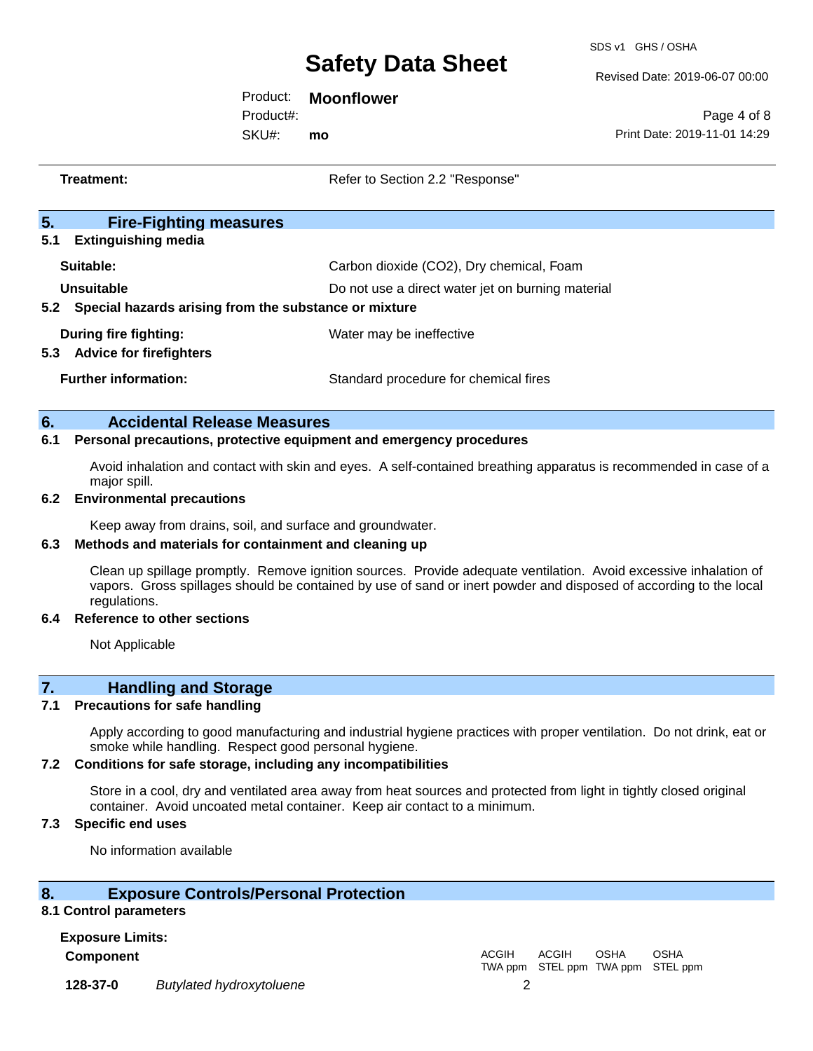**Treatment:** Refer to Section 2.2 "Response"

## 5. Fire-Fighting measures

### 5.1 Extinguishing media

| | |
|---|---|
| **Suitable:** | Carbon dioxide ($CO_2$), Dry chemical, Foam |
| **Unsuitable** | Do not use a direct water jet on burning material |

### 5.2 Special hazards arising from the substance or mixture

| | |
|---|---|
| **During fire fighting:** | Water may be ineffective |

### 5.3 Advice for firefighters

| | |
|---|---|
| **Further information:** | Standard procedure for chemical fires |

## 6. Accidental Release Measures

### 6.1 Personal precautions, protective equipment and emergency procedures

Avoid inhalation and contact with skin and eyes. A self-contained breathing apparatus is recommended in case of a major spill.

### 6.2 Environmental precautions

Keep away from drains, soil, and surface and groundwater.

### 6.3 Methods and materials for containment and cleaning up

Clean up spillage promptly. Remove ignition sources. Provide adequate ventilation. Avoid excessive inhalation of vapors. Gross spillages should be contained by use of sand or inert powder and disposed of according to the local regulations.

### 6.4 Reference to other sections

Not Applicable

## 7. Handling and Storage

### 7.1 Precautions for safe handling

Apply according to good manufacturing and industrial hygiene practices with proper ventilation. Do not drink, eat or smoke while handling. Respect good personal hygiene.

### 7.2 Conditions for safe storage, including any incompatibilities

Store in a cool, dry and ventilated area away from heat sources and protected from light in tightly closed original container. Avoid uncoated metal container. Keep air contact to a minimum.

### 7.3 Specific end uses

No information available

## 8. Exposure Controls/Personal Protection

### 8.1 Control parameters

**Exposure Limits:**

| **Component** | | ACGIH TWA ppm | ACGIH STEL ppm | OSHA TWA ppm | OSHA STEL ppm |
|---|---|---|---|---|---|
| **128-37-0** | *Butylated hydroxytoluene* | 2 | | | |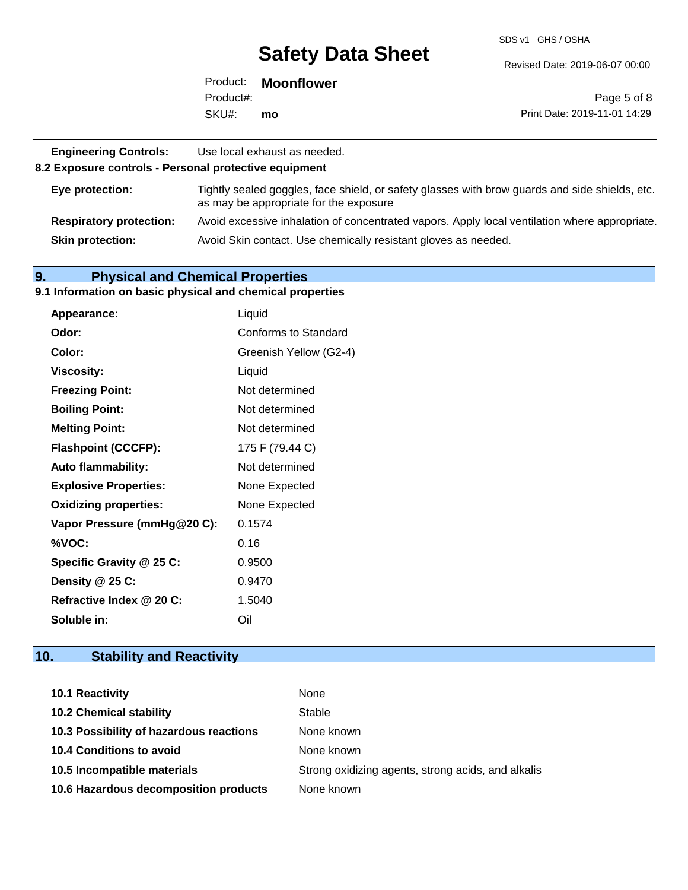| | |
|---|---|
| **Engineering Controls:** | Use local exhaust as needed. |

**8.2 Exposure controls - Personal protective equipment**

| | |
|---|---|
| **Eye protection:** | Tightly sealed goggles, face shield, or safety glasses with brow guards and side shields, etc. as may be appropriate for the exposure |
| **Respiratory protection:** | Avoid excessive inhalation of concentrated vapors. Apply local ventilation where appropriate. |
| **Skin protection:** | Avoid Skin contact. Use chemically resistant gloves as needed. |

## 9. Physical and Chemical Properties

### 9.1 Information on basic physical and chemical properties

| | |
|---|---|
| **Appearance:** | Liquid |
| **Odor:** | Conforms to Standard |
| **Color:** | Greenish Yellow (G2-4) |
| **Viscosity:** | Liquid |
| **Freezing Point:** | Not determined |
| **Boiling Point:** | Not determined |
| **Melting Point:** | Not determined |
| **Flashpoint (CCCFP):** | 175 F (79.44 C) |
| **Auto flammability:** | Not determined |
| **Explosive Properties:** | None Expected |
| **Oxidizing properties:** | None Expected |
| **Vapor Pressure (mmHg@20 C):** | 0.1574 |
| **%VOC:** | 0.16 |
| **Specific Gravity @ 25 C:** | 0.9500 |
| **Density @ 25 C:** | 0.9470 |
| **Refractive Index @ 20 C:** | 1.5040 |
| **Soluble in:** | Oil |

## 10. Stability and Reactivity

| | |
|---|---|
| **10.1 Reactivity** | None |
| **10.2 Chemical stability** | Stable |
| **10.3 Possibility of hazardous reactions** | None known |
| **10.4 Conditions to avoid** | None known |
| **10.5 Incompatible materials** | Strong oxidizing agents, strong acids, and alkalis |
| **10.6 Hazardous decomposition products** | None known |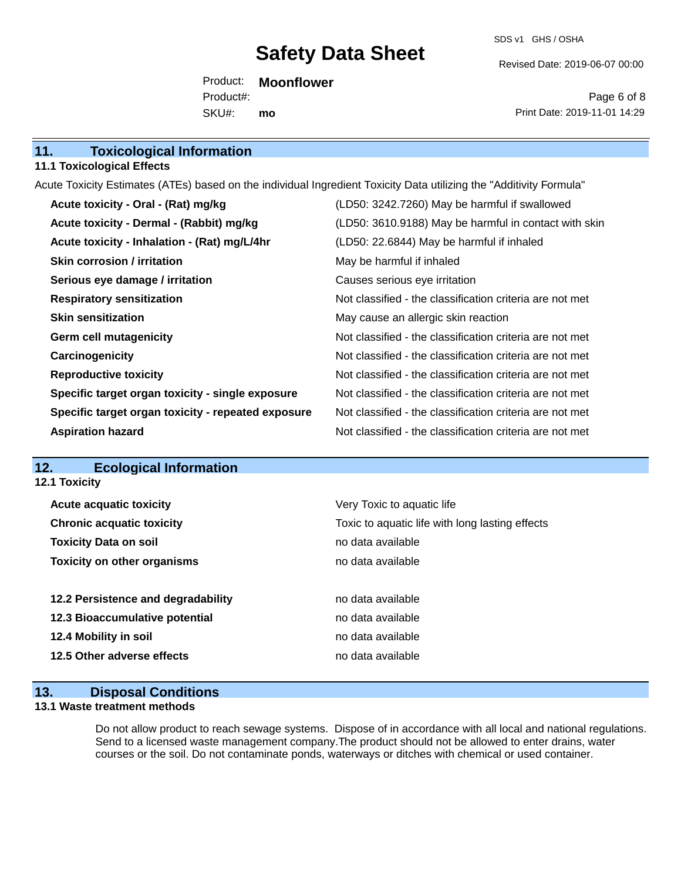## 11. Toxicological Information

### 11.1 Toxicological Effects

Acute Toxicity Estimates (ATEs) based on the individual Ingredient Toxicity Data utilizing the "Additivity Formula"

| | |
|---|---|
| **Acute toxicity - Oral - (Rat) mg/kg** | (LD50: 3242.7260) May be harmful if swallowed |
| **Acute toxicity - Dermal - (Rabbit) mg/kg** | (LD50: 3610.9188) May be harmful in contact with skin |
| **Acute toxicity - Inhalation - (Rat) mg/L/4hr** | (LD50: 22.6844) May be harmful if inhaled |
| **Skin corrosion / irritation** | May be harmful if inhaled |
| **Serious eye damage / irritation** | Causes serious eye irritation |
| **Respiratory sensitization** | Not classified - the classification criteria are not met |
| **Skin sensitization** | May cause an allergic skin reaction |
| **Germ cell mutagenicity** | Not classified - the classification criteria are not met |
| **Carcinogenicity** | Not classified - the classification criteria are not met |
| **Reproductive toxicity** | Not classified - the classification criteria are not met |
| **Specific target organ toxicity - single exposure** | Not classified - the classification criteria are not met |
| **Specific target organ toxicity - repeated exposure** | Not classified - the classification criteria are not met |
| **Aspiration hazard** | Not classified - the classification criteria are not met |

## 12. Ecological Information

### 12.1 Toxicity

| | |
|---|---|
| **Acute acquatic toxicity** | Very Toxic to aquatic life |
| **Chronic acquatic toxicity** | Toxic to aquatic life with long lasting effects |
| **Toxicity Data on soil** | no data available |
| **Toxicity on other organisms** | no data available |

| | |
|---|---|
| **12.2 Persistence and degradability** | no data available |
| **12.3 Bioaccumulative potential** | no data available |
| **12.4 Mobility in soil** | no data available |
| **12.5 Other adverse effects** | no data available |

## 13. Disposal Conditions

### 13.1 Waste treatment methods

Do not allow product to reach sewage systems. Dispose of in accordance with all local and national regulations. Send to a licensed waste management company.The product should not be allowed to enter drains, water courses or the soil. Do not contaminate ponds, waterways or ditches with chemical or used container.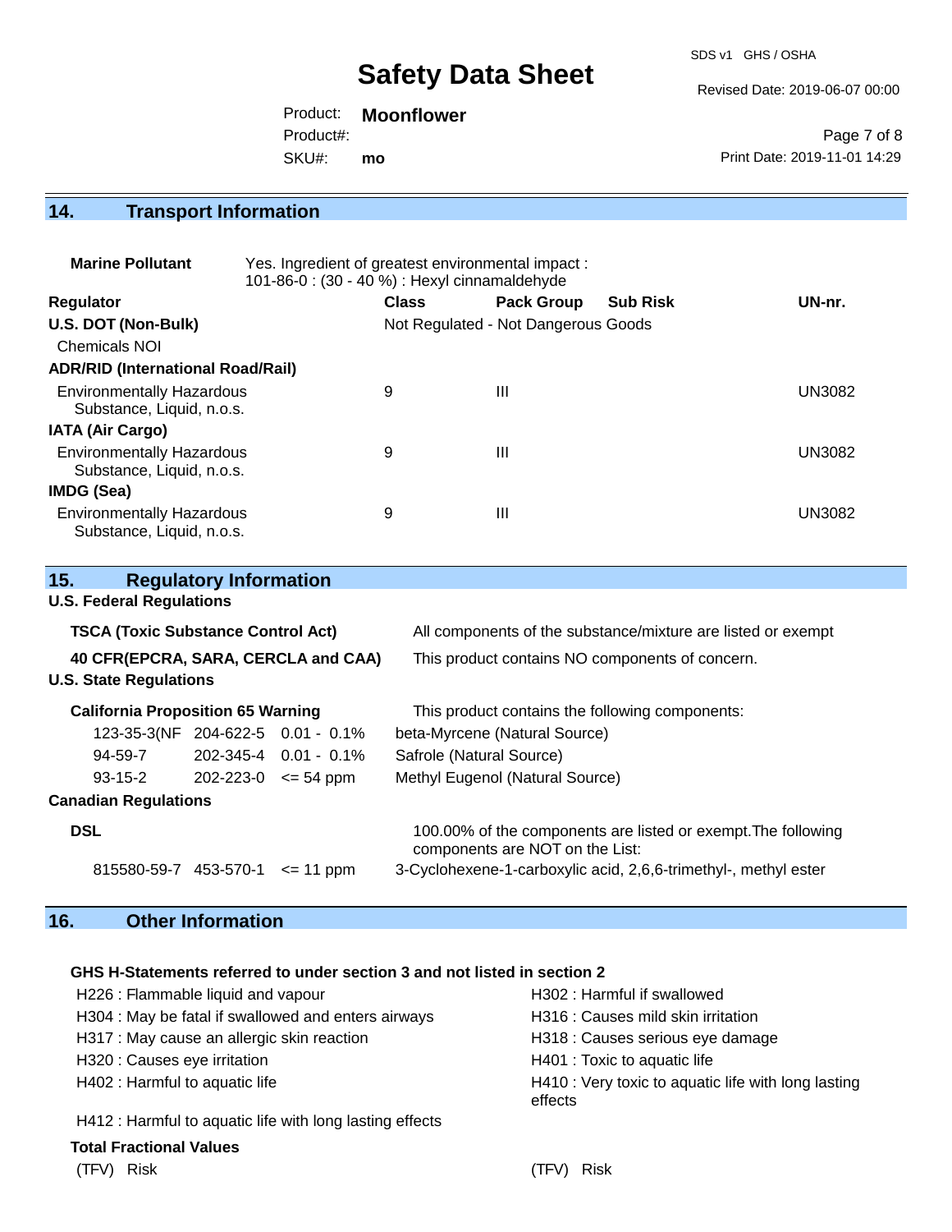## 14. Transport Information

**Marine Pollutant** Yes. Ingredient of greatest environmental impact : 101-86-0 : (30 - 40 %) : Hexyl cinnamaldehyde

| Regulator | Class | Pack Group | Sub Risk | UN-nr. |
|---|---|---|---|---|
| **U.S. DOT (Non-Bulk)** | Not Regulated - Not Dangerous Goods | | | |
| Chemicals NOI | | | | |
| **ADR/RID (International Road/Rail)** | | | | |
| Environmentally Hazardous Substance, Liquid, n.o.s. | 9 | III | | UN3082 |
| **IATA (Air Cargo)** | | | | |
| Environmentally Hazardous Substance, Liquid, n.o.s. | 9 | III | | UN3082 |
| **IMDG (Sea)** | | | | |
| Environmentally Hazardous Substance, Liquid, n.o.s. | 9 | III | | UN3082 |

## 15. Regulatory Information

**U.S. Federal Regulations**

**TSCA (Toxic Substance Control Act)** All components of the substance/mixture are listed or exempt

**40 CFR(EPCRA, SARA, CERCLA and CAA)** This product contains NO components of concern.

**U.S. State Regulations**

**California Proposition 65 Warning** This product contains the following components:

| | | | |
|---|---|---|---|
| 123-35-3(NF | 204-622-5 | 0.01 - 0.1% | beta-Myrcene (Natural Source) |
| 94-59-7 | 202-345-4 | 0.01 - 0.1% | Safrole (Natural Source) |
| 93-15-2 | 202-223-0 | <= 54 ppm | Methyl Eugenol (Natural Source) |

**Canadian Regulations**

**DSL** 100.00% of the components are listed or exempt.The following components are NOT on the List:

| | | | |
|---|---|---|---|
| 815580-59-7 | 453-570-1 | <= 11 ppm | 3-Cyclohexene-1-carboxylic acid, 2,6,6-trimethyl-, methyl ester |

## 16. Other Information

**GHS H-Statements referred to under section 3 and not listed in section 2**

H226 : Flammable liquid and vapour
H302 : Harmful if swallowed
H304 : May be fatal if swallowed and enters airways
H316 : Causes mild skin irritation
H317 : May cause an allergic skin reaction
H318 : Causes serious eye damage
H320 : Causes eye irritation
H401 : Toxic to aquatic life
H402 : Harmful to aquatic life
H410 : Very toxic to aquatic life with long lasting effects
H412 : Harmful to aquatic life with long lasting effects

**Total Fractional Values**

(TFV) Risk

(TFV) Risk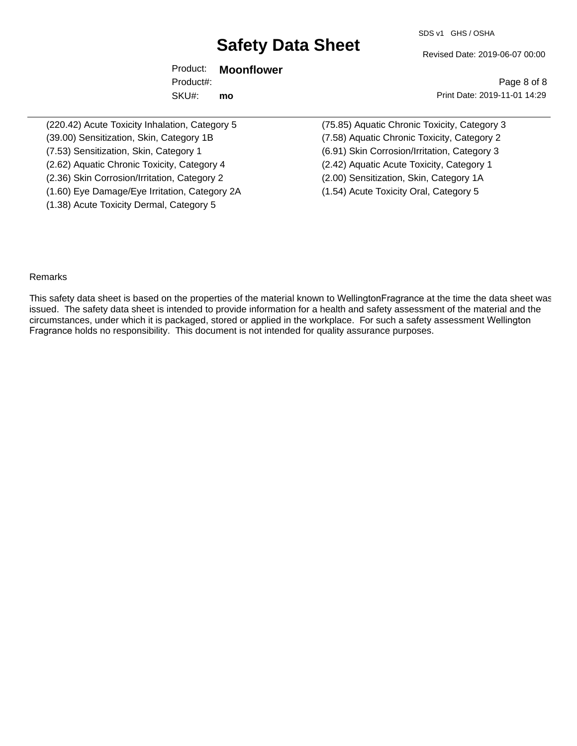(220.42) Acute Toxicity Inhalation, Category 5
(39.00) Sensitization, Skin, Category 1B
(7.53) Sensitization, Skin, Category 1
(2.62) Aquatic Chronic Toxicity, Category 4
(2.36) Skin Corrosion/Irritation, Category 2
(1.60) Eye Damage/Eye Irritation, Category 2A
(1.38) Acute Toxicity Dermal, Category 5
(75.85) Aquatic Chronic Toxicity, Category 3
(7.58) Aquatic Chronic Toxicity, Category 2
(6.91) Skin Corrosion/Irritation, Category 3
(2.42) Aquatic Acute Toxicity, Category 1
(2.00) Sensitization, Skin, Category 1A
(1.54) Acute Toxicity Oral, Category 5

Remarks

This safety data sheet is based on the properties of the material known to WellingtonFragrance at the time the data sheet was issued. The safety data sheet is intended to provide information for a health and safety assessment of the material and the circumstances, under which it is packaged, stored or applied in the workplace. For such a safety assessment Wellington Fragrance holds no responsibility. This document is not intended for quality assurance purposes.